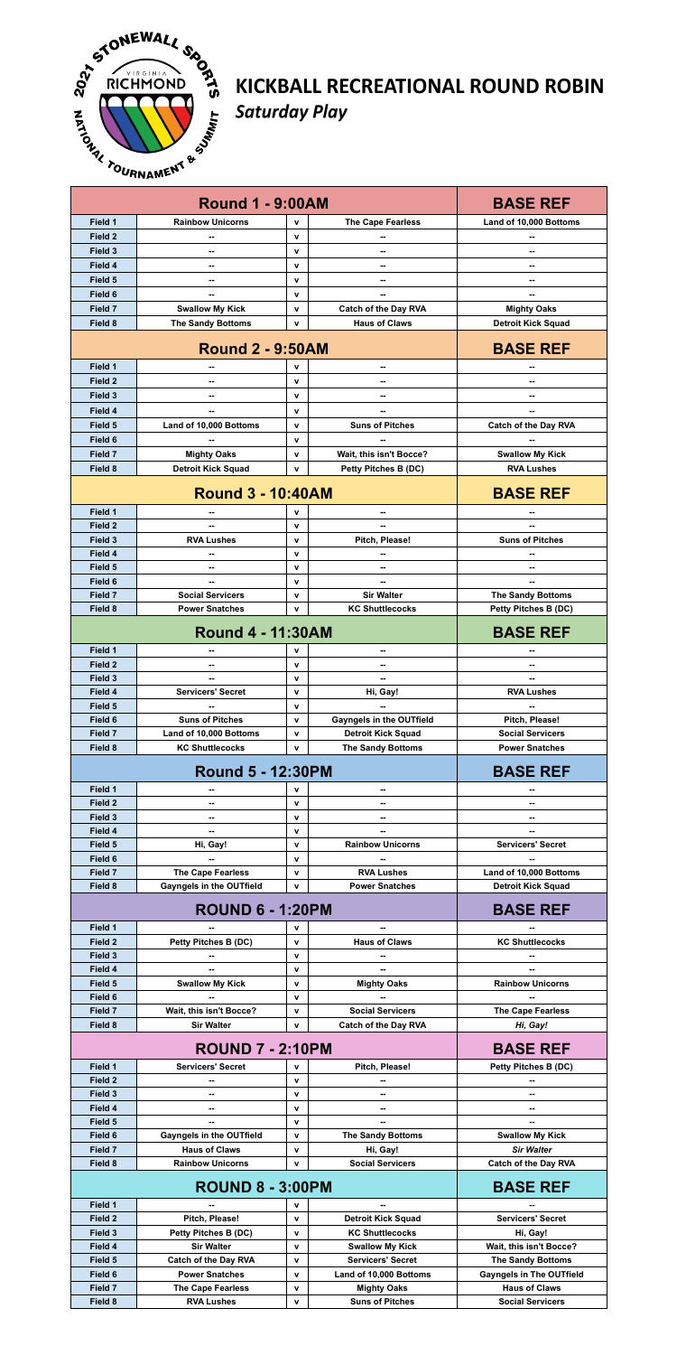# KICKBALL RECREATIONAL ROUND ROBIN

*Saturday Play*

2021 STONEWALL SPORTS VIRGINIA RICHMOND NATIONAL TOURNAMENT & SUMMIT

| Round 1 - 9:00AM | | | | BASE REF |
|---|---|---|---|---|
| Field 1 | Rainbow Unicorns | v | The Cape Fearless | Land of 10,000 Bottoms |
| Field 2 | -- | v | -- | -- |
| Field 3 | -- | v | -- | -- |
| Field 4 | -- | v | -- | -- |
| Field 5 | -- | v | -- | -- |
| Field 6 | -- | v | -- | -- |
| Field 7 | Swallow My Kick | v | Catch of the Day RVA | Mighty Oaks |
| Field 8 | The Sandy Bottoms | v | Haus of Claws | Detroit Kick Squad |

| Round 2 - 9:50AM | | | | BASE REF |
|---|---|---|---|---|
| Field 1 | -- | v | -- | -- |
| Field 2 | -- | v | -- | -- |
| Field 3 | -- | v | -- | -- |
| Field 4 | -- | v | -- | -- |
| Field 5 | Land of 10,000 Bottoms | v | Suns of Pitches | Catch of the Day RVA |
| Field 6 | -- | v | -- | -- |
| Field 7 | Mighty Oaks | v | Wait, this isn't Bocce? | Swallow My Kick |
| Field 8 | Detroit Kick Squad | v | Petty Pitches B (DC) | RVA Lushes |

| Round 3 - 10:40AM | | | | BASE REF |
|---|---|---|---|---|
| Field 1 | -- | v | -- | -- |
| Field 2 | -- | v | -- | -- |
| Field 3 | RVA Lushes | v | Pitch, Please! | Suns of Pitches |
| Field 4 | -- | v | -- | -- |
| Field 5 | -- | v | -- | -- |
| Field 6 | -- | v | -- | -- |
| Field 7 | Social Servicers | v | Sir Walter | The Sandy Bottoms |
| Field 8 | Power Snatches | v | KC Shuttlecocks | Petty Pitches B (DC) |

| Round 4 - 11:30AM | | | | BASE REF |
|---|---|---|---|---|
| Field 1 | -- | v | -- | -- |
| Field 2 | -- | v | -- | -- |
| Field 3 | -- | v | -- | -- |
| Field 4 | Servicers' Secret | v | Hi, Gay! | RVA Lushes |
| Field 5 | -- | v | -- | -- |
| Field 6 | Suns of Pitches | v | Gayngels in the OUTfield | Pitch, Please! |
| Field 7 | Land of 10,000 Bottoms | v | Detroit Kick Squad | Social Servicers |
| Field 8 | KC Shuttlecocks | v | The Sandy Bottoms | Power Snatches |

| Round 5 - 12:30PM | | | | BASE REF |
|---|---|---|---|---|
| Field 1 | -- | v | -- | -- |
| Field 2 | -- | v | -- | -- |
| Field 3 | -- | v | -- | -- |
| Field 4 | -- | v | -- | -- |
| Field 5 | Hi, Gay! | v | Rainbow Unicorns | Servicers' Secret |
| Field 6 | -- | v | -- | -- |
| Field 7 | The Cape Fearless | v | RVA Lushes | Land of 10,000 Bottoms |
| Field 8 | Gayngels in the OUTfield | v | Power Snatches | Detroit Kick Squad |

| ROUND 6 - 1:20PM | | | | BASE REF |
|---|---|---|---|---|
| Field 1 | -- | v | -- | -- |
| Field 2 | Petty Pitches B (DC) | v | Haus of Claws | KC Shuttlecocks |
| Field 3 | -- | v | -- | -- |
| Field 4 | -- | v | -- | -- |
| Field 5 | Swallow My Kick | v | Mighty Oaks | Rainbow Unicorns |
| Field 6 | -- | v | -- | -- |
| Field 7 | Wait, this isn't Bocce? | v | Social Servicers | The Cape Fearless |
| Field 8 | Sir Walter | v | Catch of the Day RVA | *Hi, Gay!* |

| ROUND 7 - 2:10PM | | | | BASE REF |
|---|---|---|---|---|
| Field 1 | Servicers' Secret | v | Pitch, Please! | Petty Pitches B (DC) |
| Field 2 | -- | v | -- | -- |
| Field 3 | -- | v | -- | -- |
| Field 4 | -- | v | -- | -- |
| Field 5 | -- | v | -- | -- |
| Field 6 | Gayngels in the OUTfield | v | The Sandy Bottoms | Swallow My Kick |
| Field 7 | Haus of Claws | v | Hi, Gay! | *Sir Walter* |
| Field 8 | Rainbow Unicorns | v | Social Servicers | Catch of the Day RVA |

| ROUND 8 - 3:00PM | | | | BASE REF |
|---|---|---|---|---|
| Field 1 | -- | v | -- | -- |
| Field 2 | Pitch, Please! | v | Detroit Kick Squad | Servicers' Secret |
| Field 3 | Petty Pitches B (DC) | v | KC Shuttlecocks | Hi, Gay! |
| Field 4 | Sir Walter | v | Swallow My Kick | Wait, this isn't Bocce? |
| Field 5 | Catch of the Day RVA | v | Servicers' Secret | The Sandy Bottoms |
| Field 6 | Power Snatches | v | Land of 10,000 Bottoms | Gayngels in The OUTfield |
| Field 7 | The Cape Fearless | v | Mighty Oaks | Haus of Claws |
| Field 8 | RVA Lushes | v | Suns of Pitches | Social Servicers |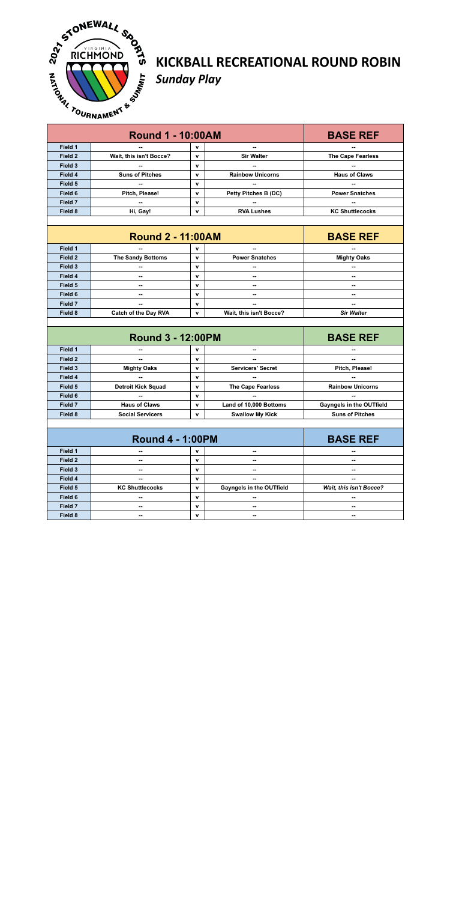# KICKBALL RECREATIONAL ROUND ROBIN

*Sunday Play*

| Round 1 - 10:00AM | | | | BASE REF |
|---|---|---|---|---|
| Field 1 | -- | v | -- | -- |
| Field 2 | Wait, this isn't Bocce? | v | Sir Walter | The Cape Fearless |
| Field 3 | -- | v | -- | -- |
| Field 4 | Suns of Pitches | v | Rainbow Unicorns | Haus of Claws |
| Field 5 | -- | v | -- | -- |
| Field 6 | Pitch, Please! | v | Petty Pitches B (DC) | Power Snatches |
| Field 7 | -- | v | -- | -- |
| Field 8 | Hi, Gay! | v | RVA Lushes | KC Shuttlecocks |

| Round 2 - 11:00AM | | | | BASE REF |
|---|---|---|---|---|
| Field 1 | -- | v | -- | -- |
| Field 2 | The Sandy Bottoms | v | Power Snatches | Mighty Oaks |
| Field 3 | -- | v | -- | -- |
| Field 4 | -- | v | -- | -- |
| Field 5 | -- | v | -- | -- |
| Field 6 | -- | v | -- | -- |
| Field 7 | -- | v | -- | -- |
| Field 8 | Catch of the Day RVA | v | Wait, this isn't Bocce? | *Sir Walter* |

| Round 3 - 12:00PM | | | | BASE REF |
|---|---|---|---|---|
| Field 1 | -- | v | -- | -- |
| Field 2 | -- | v | -- | -- |
| Field 3 | Mighty Oaks | v | Servicers' Secret | Pitch, Please! |
| Field 4 | -- | v | -- | -- |
| Field 5 | Detroit Kick Squad | v | The Cape Fearless | Rainbow Unicorns |
| Field 6 | -- | v | -- | -- |
| Field 7 | Haus of Claws | v | Land of 10,000 Bottoms | Gayngels in the OUTfield |
| Field 8 | Social Servicers | v | Swallow My Kick | Suns of Pitches |

| Round 4 - 1:00PM | | | | BASE REF |
|---|---|---|---|---|
| Field 1 | -- | v | -- | -- |
| Field 2 | -- | v | -- | -- |
| Field 3 | -- | v | -- | -- |
| Field 4 | -- | v | -- | -- |
| Field 5 | KC Shuttlecocks | v | Gayngels in the OUTfield | *Wait, this isn't Bocce?* |
| Field 6 | -- | v | -- | -- |
| Field 7 | -- | v | -- | -- |
| Field 8 | -- | v | -- | -- |